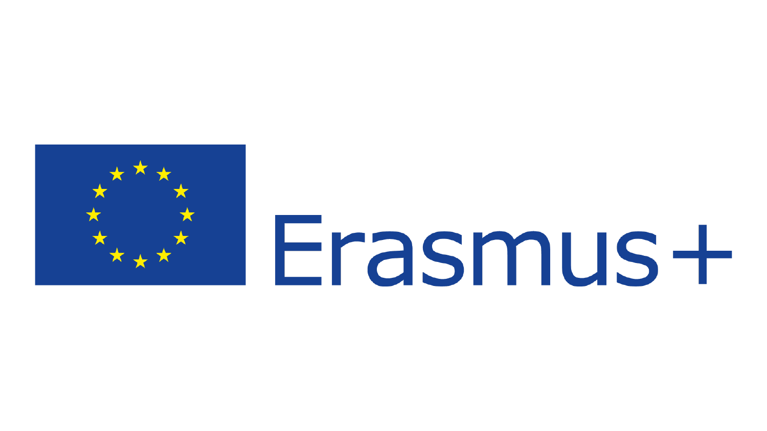Erasmus+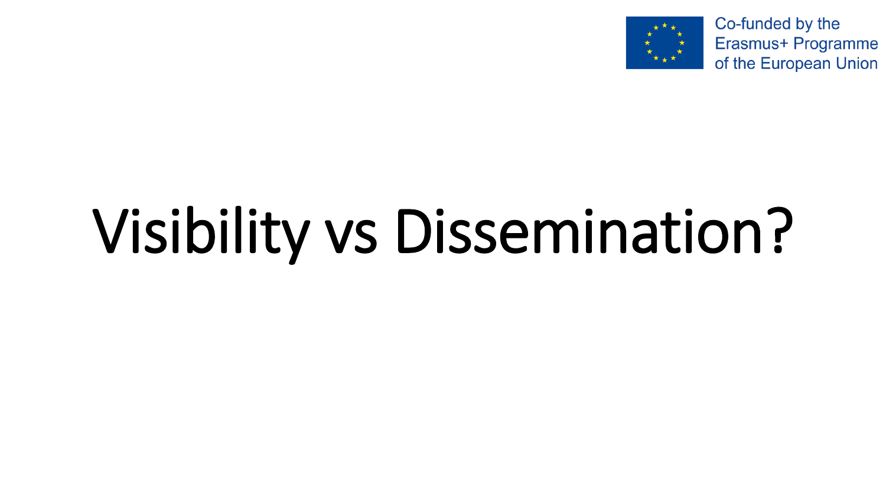Co-funded by the Erasmus+ Programme of the European Union

# Visibility vs Dissemination?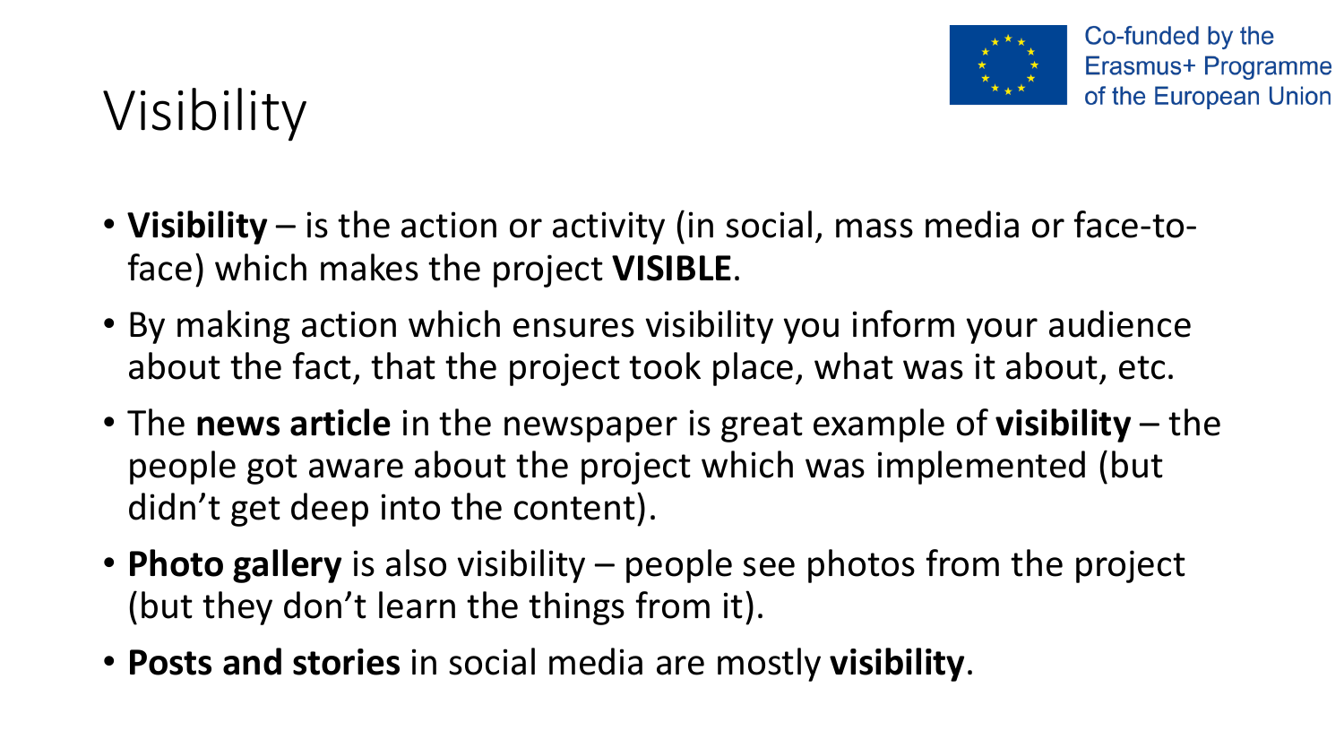# Visibility

- **Visibility** – is the action or activity (in social, mass media or face-to-face) which makes the project **VISIBLE**.
- By making action which ensures visibility you inform your audience about the fact, that the project took place, what was it about, etc.
- The **news article** in the newspaper is great example of **visibility** – the people got aware about the project which was implemented (but didn't get deep into the content).
- **Photo gallery** is also visibility – people see photos from the project (but they don't learn the things from it).
- **Posts and stories** in social media are mostly **visibility**.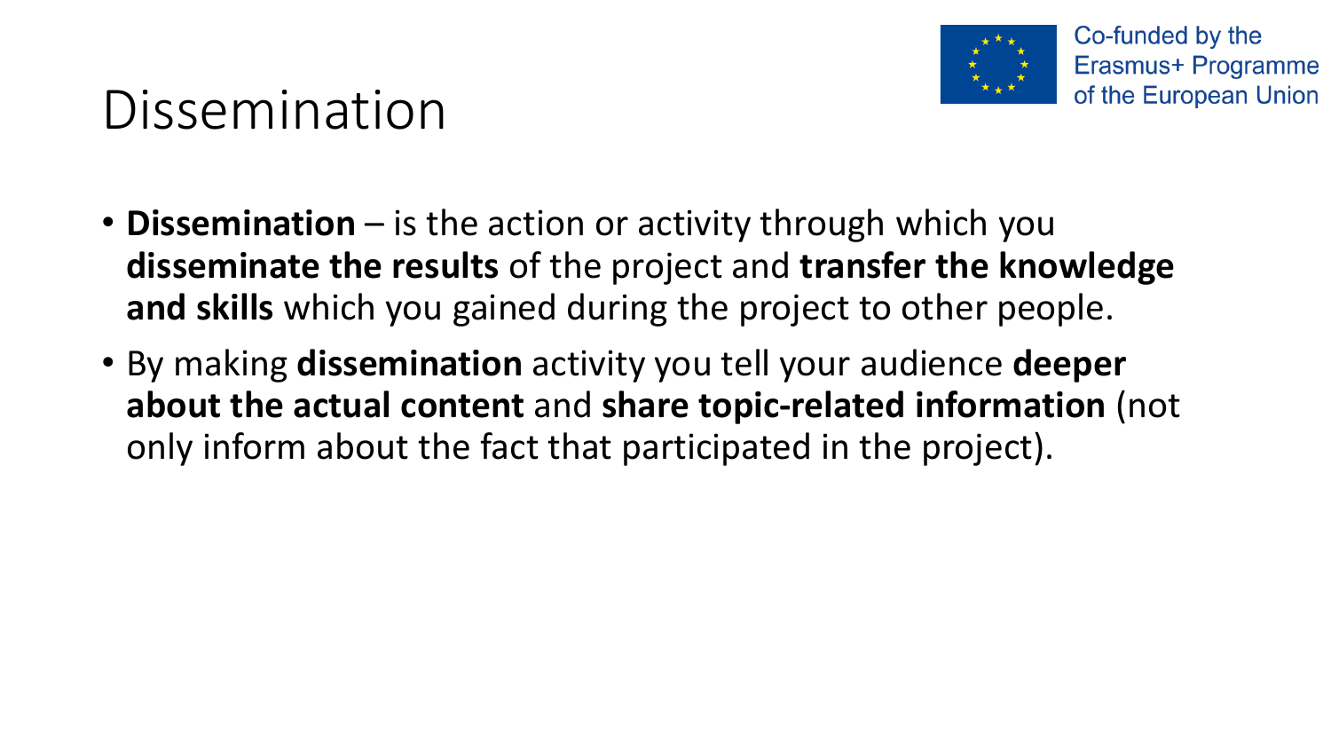# Dissemination

- **Dissemination** – is the action or activity through which you **disseminate the results** of the project and **transfer the knowledge and skills** which you gained during the project to other people.
- By making **dissemination** activity you tell your audience **deeper about the actual content** and **share topic-related information** (not only inform about the fact that participated in the project).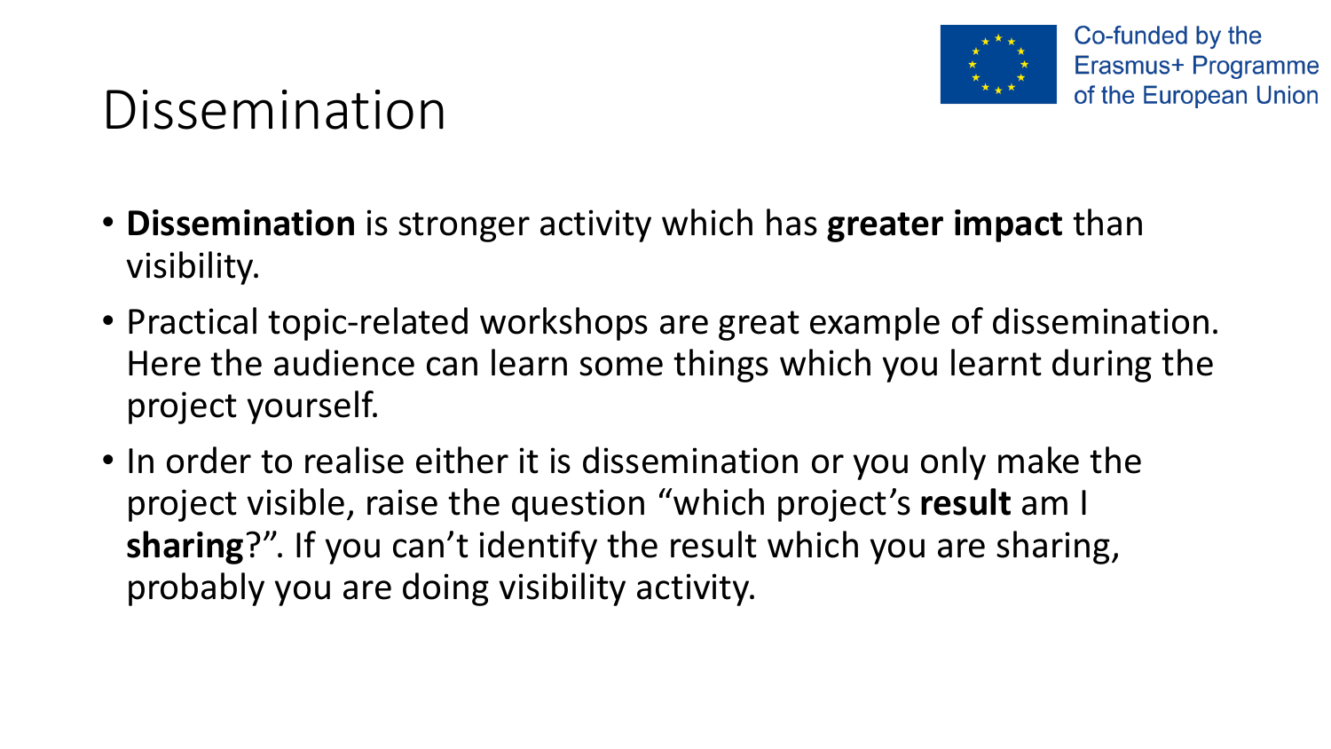# Dissemination

- **Dissemination** is stronger activity which has **greater impact** than visibility.
- Practical topic-related workshops are great example of dissemination. Here the audience can learn some things which you learnt during the project yourself.
- In order to realise either it is dissemination or you only make the project visible, raise the question "which project's **result** am I **sharing**?". If you can't identify the result which you are sharing, probably you are doing visibility activity.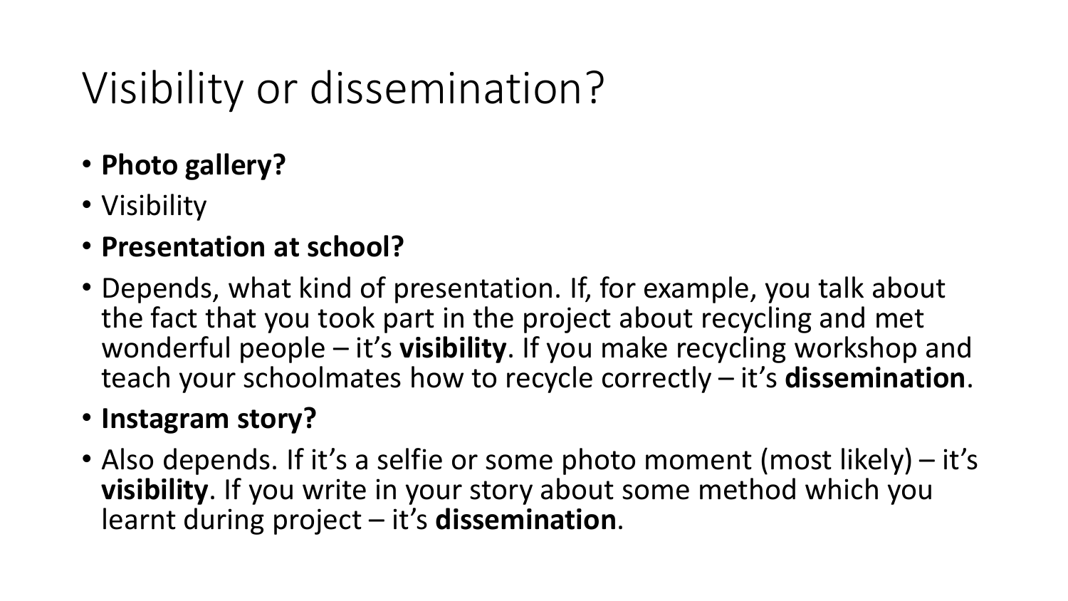# Visibility or dissemination?

- **Photo gallery?**
- Visibility
- **Presentation at school?**
- Depends, what kind of presentation. If, for example, you talk about the fact that you took part in the project about recycling and met wonderful people – it's **visibility**. If you make recycling workshop and teach your schoolmates how to recycle correctly – it's **dissemination**.
- **Instagram story?**
- Also depends. If it's a selfie or some photo moment (most likely) – it's **visibility**. If you write in your story about some method which you learnt during project – it's **dissemination**.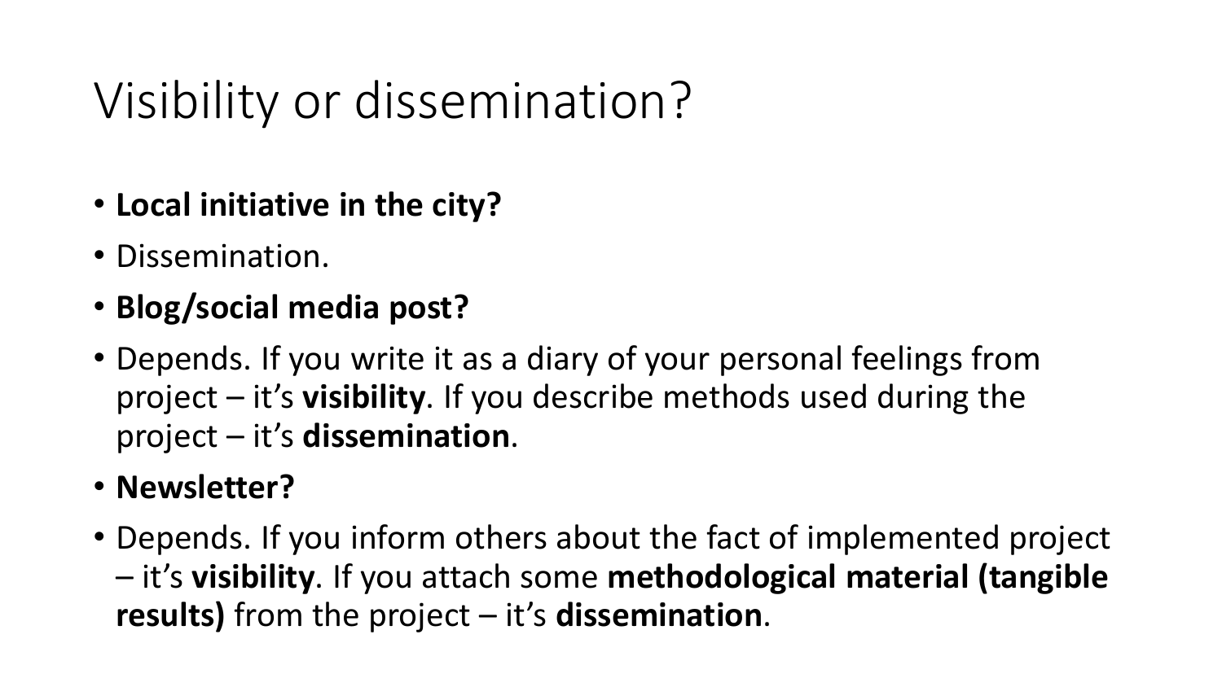# Visibility or dissemination?

- **Local initiative in the city?**
- Dissemination.
- **Blog/social media post?**
- Depends. If you write it as a diary of your personal feelings from project – it's **visibility**. If you describe methods used during the project – it's **dissemination**.
- **Newsletter?**
- Depends. If you inform others about the fact of implemented project – it's **visibility**. If you attach some **methodological material (tangible results)** from the project – it's **dissemination**.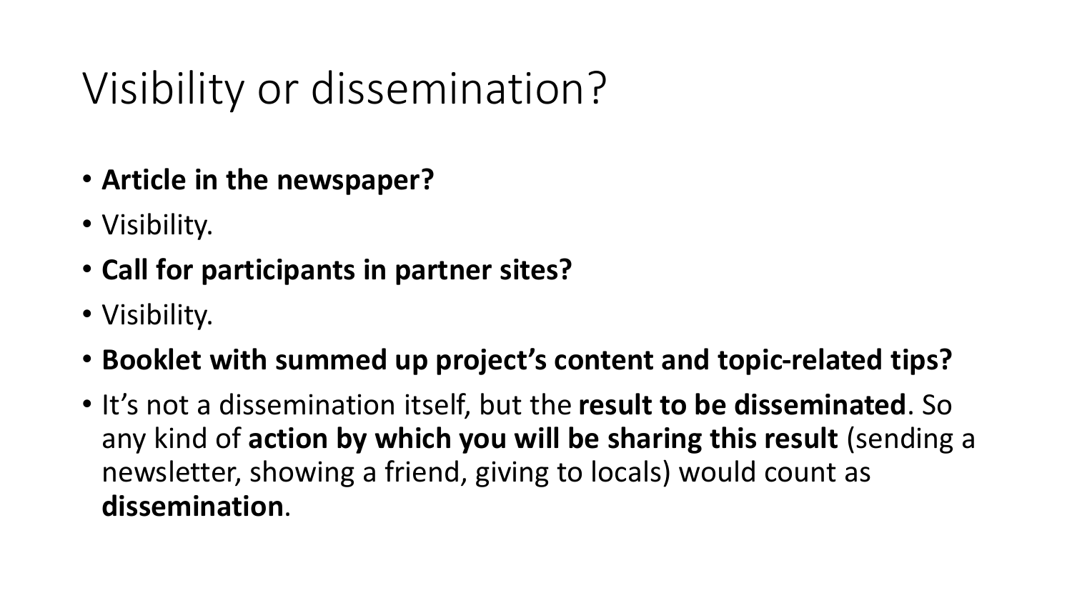# Visibility or dissemination?

- **Article in the newspaper?**
- Visibility.
- **Call for participants in partner sites?**
- Visibility.
- **Booklet with summed up project's content and topic-related tips?**
- It's not a dissemination itself, but the **result to be disseminated**. So any kind of **action by which you will be sharing this result** (sending a newsletter, showing a friend, giving to locals) would count as **dissemination**.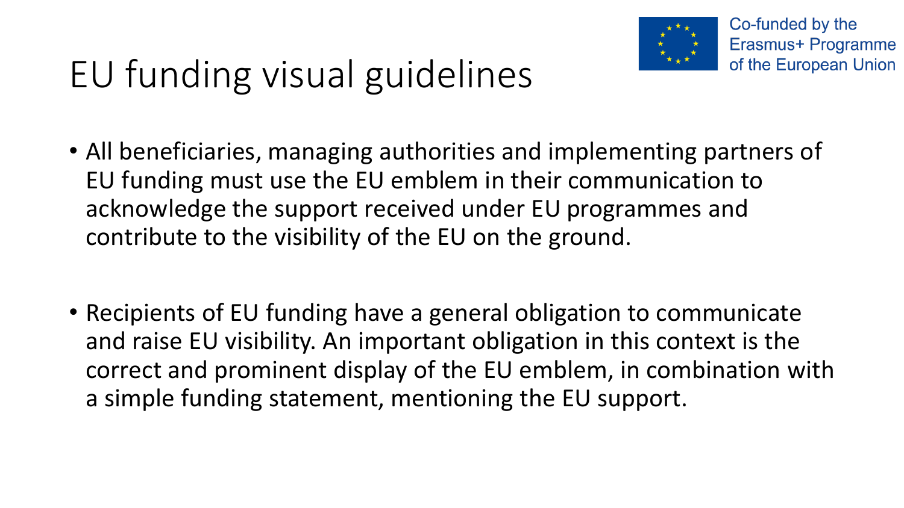Co-funded by the Erasmus+ Programme of the European Union

# EU funding visual guidelines

- All beneficiaries, managing authorities and implementing partners of EU funding must use the EU emblem in their communication to acknowledge the support received under EU programmes and contribute to the visibility of the EU on the ground.

- Recipients of EU funding have a general obligation to communicate and raise EU visibility. An important obligation in this context is the correct and prominent display of the EU emblem, in combination with a simple funding statement, mentioning the EU support.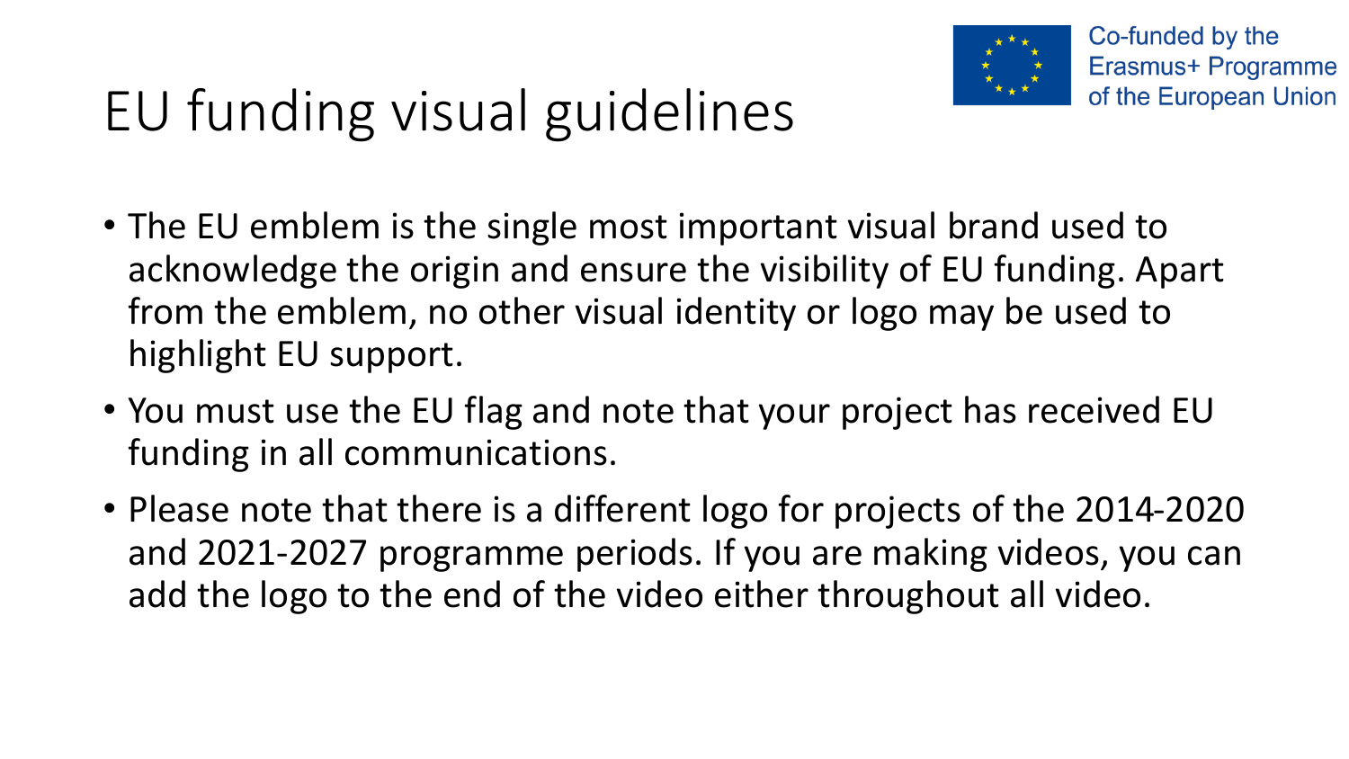Co-funded by the Erasmus+ Programme of the European Union

# EU funding visual guidelines

- The EU emblem is the single most important visual brand used to acknowledge the origin and ensure the visibility of EU funding. Apart from the emblem, no other visual identity or logo may be used to highlight EU support.
- You must use the EU flag and note that your project has received EU funding in all communications.
- Please note that there is a different logo for projects of the 2014-2020 and 2021-2027 programme periods. If you are making videos, you can add the logo to the end of the video either throughout all video.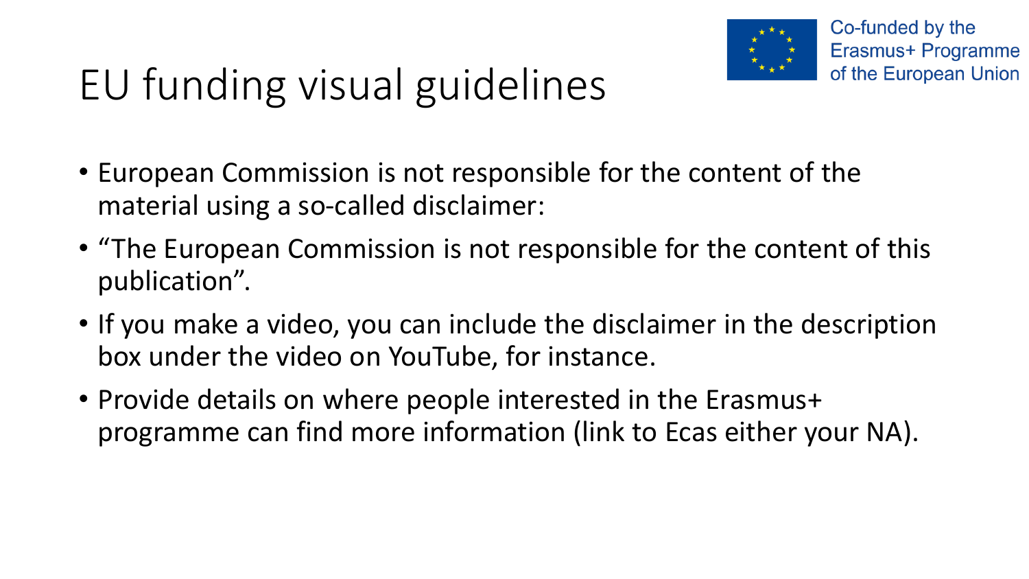# EU funding visual guidelines

Co-funded by the Erasmus+ Programme of the European Union

- European Commission is not responsible for the content of the material using a so-called disclaimer:
- “The European Commission is not responsible for the content of this publication”.
- If you make a video, you can include the disclaimer in the description box under the video on YouTube, for instance.
- Provide details on where people interested in the Erasmus+ programme can find more information (link to Ecas either your NA).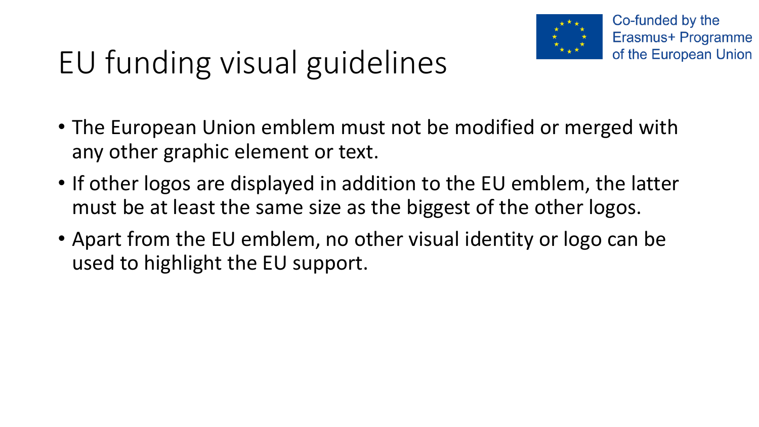# EU funding visual guidelines

Co-funded by the Erasmus+ Programme of the European Union

- The European Union emblem must not be modified or merged with any other graphic element or text.
- If other logos are displayed in addition to the EU emblem, the latter must be at least the same size as the biggest of the other logos.
- Apart from the EU emblem, no other visual identity or logo can be used to highlight the EU support.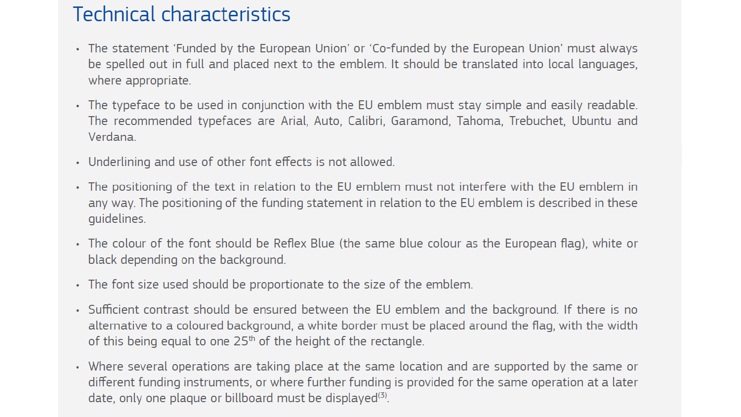# Technical characteristics

- The statement 'Funded by the European Union' or 'Co-funded by the European Union' must always be spelled out in full and placed next to the emblem. It should be translated into local languages, where appropriate.
- The typeface to be used in conjunction with the EU emblem must stay simple and easily readable. The recommended typefaces are Arial, Auto, Calibri, Garamond, Tahoma, Trebuchet, Ubuntu and Verdana.
- Underlining and use of other font effects is not allowed.
- The positioning of the text in relation to the EU emblem must not interfere with the EU emblem in any way. The positioning of the funding statement in relation to the EU emblem is described in these guidelines.
- The colour of the font should be Reflex Blue (the same blue colour as the European flag), white or black depending on the background.
- The font size used should be proportionate to the size of the emblem.
- Sufficient contrast should be ensured between the EU emblem and the background. If there is no alternative to a coloured background, a white border must be placed around the flag, with the width of this being equal to one 25th of the height of the rectangle.
- Where several operations are taking place at the same location and are supported by the same or different funding instruments, or where further funding is provided for the same operation at a later date, only one plaque or billboard must be displayed[(3)].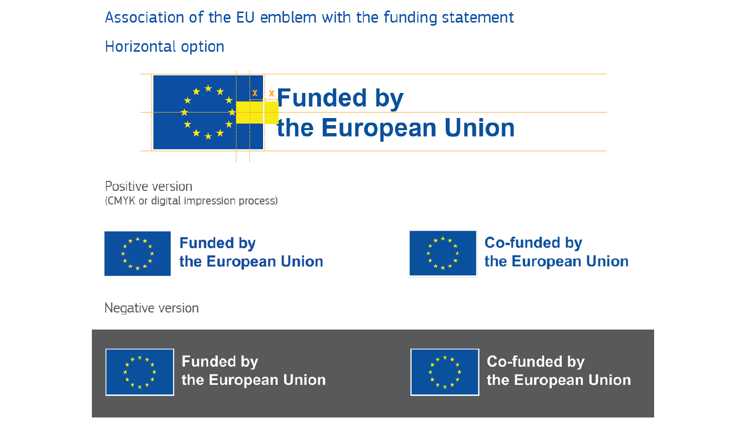## Association of the EU emblem with the funding statement

### Horizontal option

x x

Funded by
the European Union

Positive version
(CMYK or digital impression process)

Funded by
the European Union

Co-funded by
the European Union

Negative version

Funded by
the European Union

Co-funded by
the European Union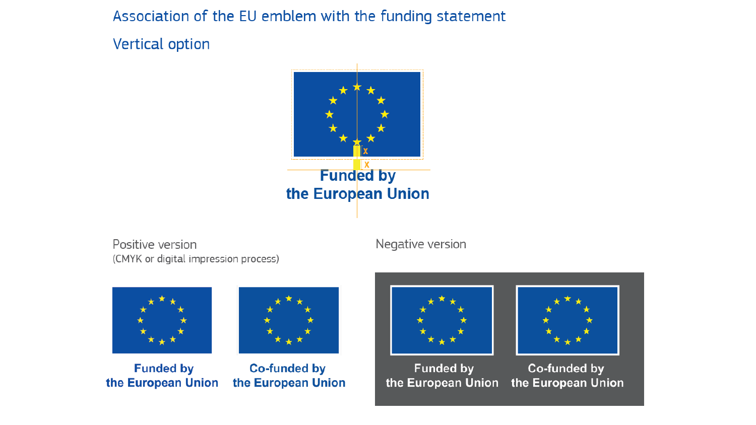## Association of the EU emblem with the funding statement

### Vertical option

x

x

Funded by
the European Union

Positive version
(CMYK or digital impression process)

Funded by
the European Union

Co-funded by
the European Union

Negative version

Funded by
the European Union

Co-funded by
the European Union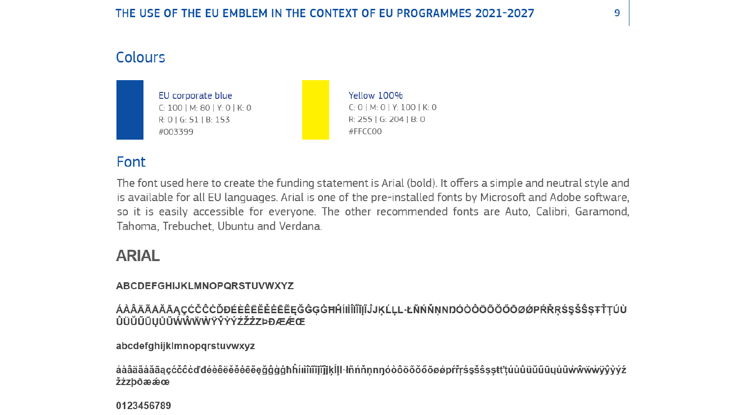## Colours

EU corporate blue
C: 100 | M: 80 | Y: 0 | K: 0
R: 0 | G: 51 | B: 153
#003399

Yellow 100%
C: 0 | M: 0 | Y: 100 | K: 0
R: 255 | G: 204 | B: 0
#FFCC00

## Font

The font used here to create the funding statement is Arial (bold). It offers a simple and neutral style and is available for all EU languages. Arial is one of the pre-installed fonts by Microsoft and Adobe software, so it is easily accessible for everyone. The other recommended fonts are Auto, Calibri, Garamond, Tahoma, Trebuchet, Ubuntu and Verdana.

### ARIAL

**ABCDEFGHIJKLMNOPQRSTUVWXYZ**

**ÁÀÂÄÃÅĂĀĄÇĆČĈĊĎĐÉÈÊËĚĔĖĒĘĞĜĢĠĦĤÍÌÎÏĨĪĮĬĴĶĹĻĽĿŁÑŃŇŅŊÓÒÔÖÕŐŎŌØǾPŔŘŖŚŞŠŜȘŦŤŢÚÙÛÜŬŰŪŲŮŨẂẀŴẄỲŶŸÝŹŽŻƵÞÐÆǼŒ**

**abcdefghijklmnopqrstuvwxyz**

**áàâäãåăāąçćčĉċďđéèêëěĕėēęğĝģġħĥíìıîïĩīįĭĵķĺļľŀłñńňņŋnóòôöõőŏōøǿpŕřŗśşšŝșŧťţúùûüŭűūųůũẃẁŵẅỳŷÿýźžżƶþðæǽœ**

**0123456789**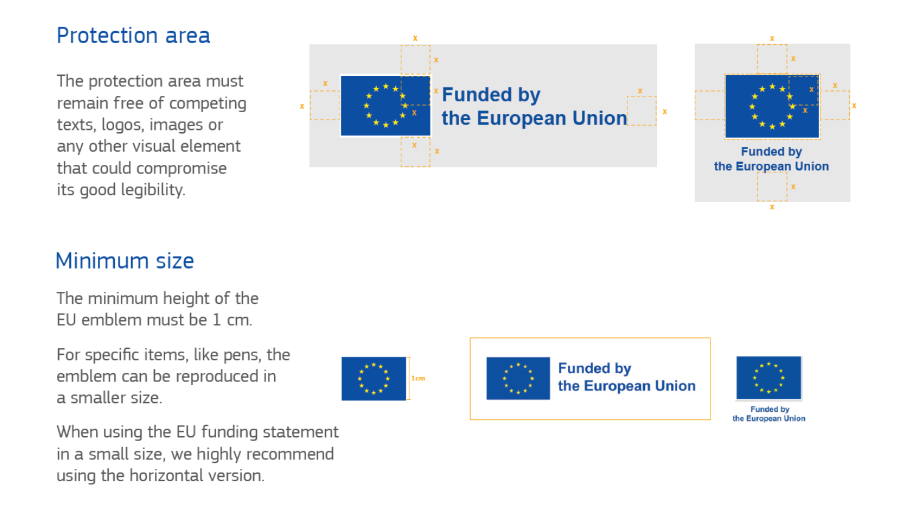## Protection area

The protection area must remain free of competing texts, logos, images or any other visual element that could compromise its good legibility.

## Minimum size

The minimum height of the EU emblem must be 1 cm.

For specific items, like pens, the emblem can be reproduced in a smaller size.

When using the EU funding statement in a small size, we highly recommend using the horizontal version.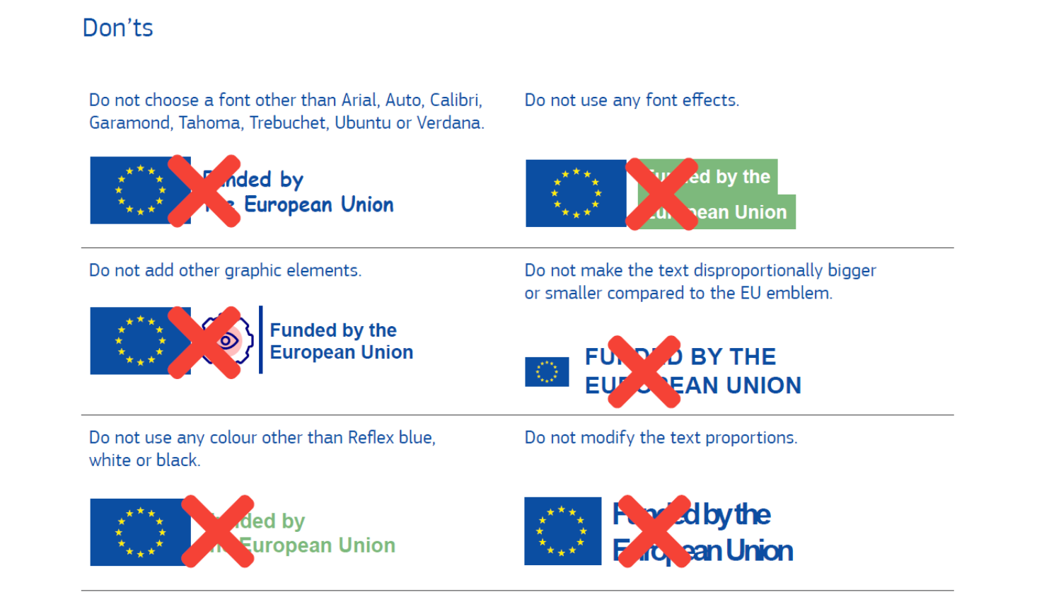## Don'ts

Do not choose a font other than Arial, Auto, Calibri, Garamond, Tahoma, Trebuchet, Ubuntu or Verdana.

Do not use any font effects.

Do not add other graphic elements.

Do not make the text disproportionally bigger or smaller compared to the EU emblem.

Do not use any colour other than Reflex blue, white or black.

Do not modify the text proportions.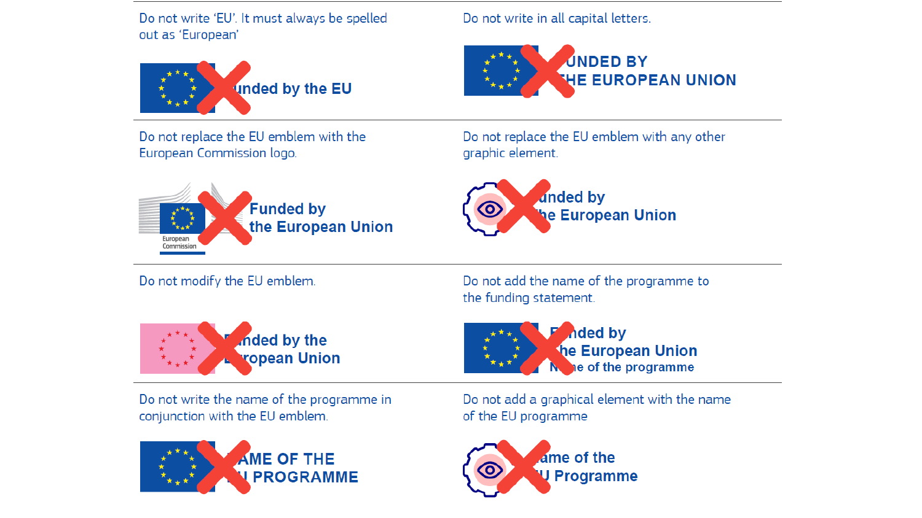Do not write ‘EU’. It must always be spelled out as ‘European’

Do not write in all capital letters.

Do not replace the EU emblem with the European Commission logo.

Do not replace the EU emblem with any other graphic element.

Do not modify the EU emblem.

Do not add the name of the programme to the funding statement.

Do not write the name of the programme in conjunction with the EU emblem.

Do not add a graphical element with the name of the EU programme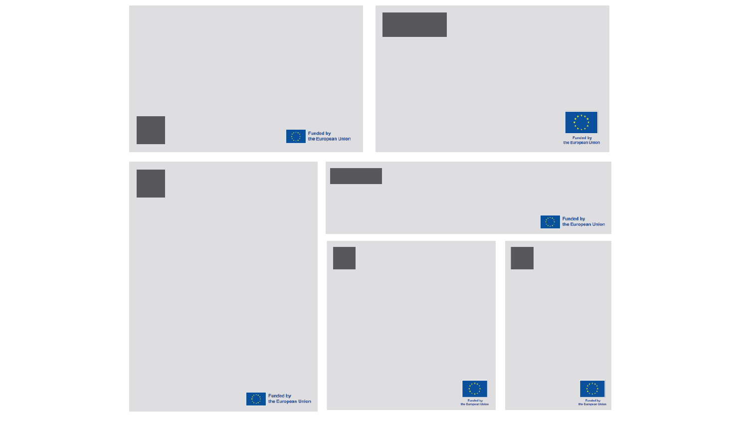Funded by
the European Union

Funded by
the European Union

Funded by
the European Union

Funded by
the European Union

Funded by
the European Union

Funded by
the European Union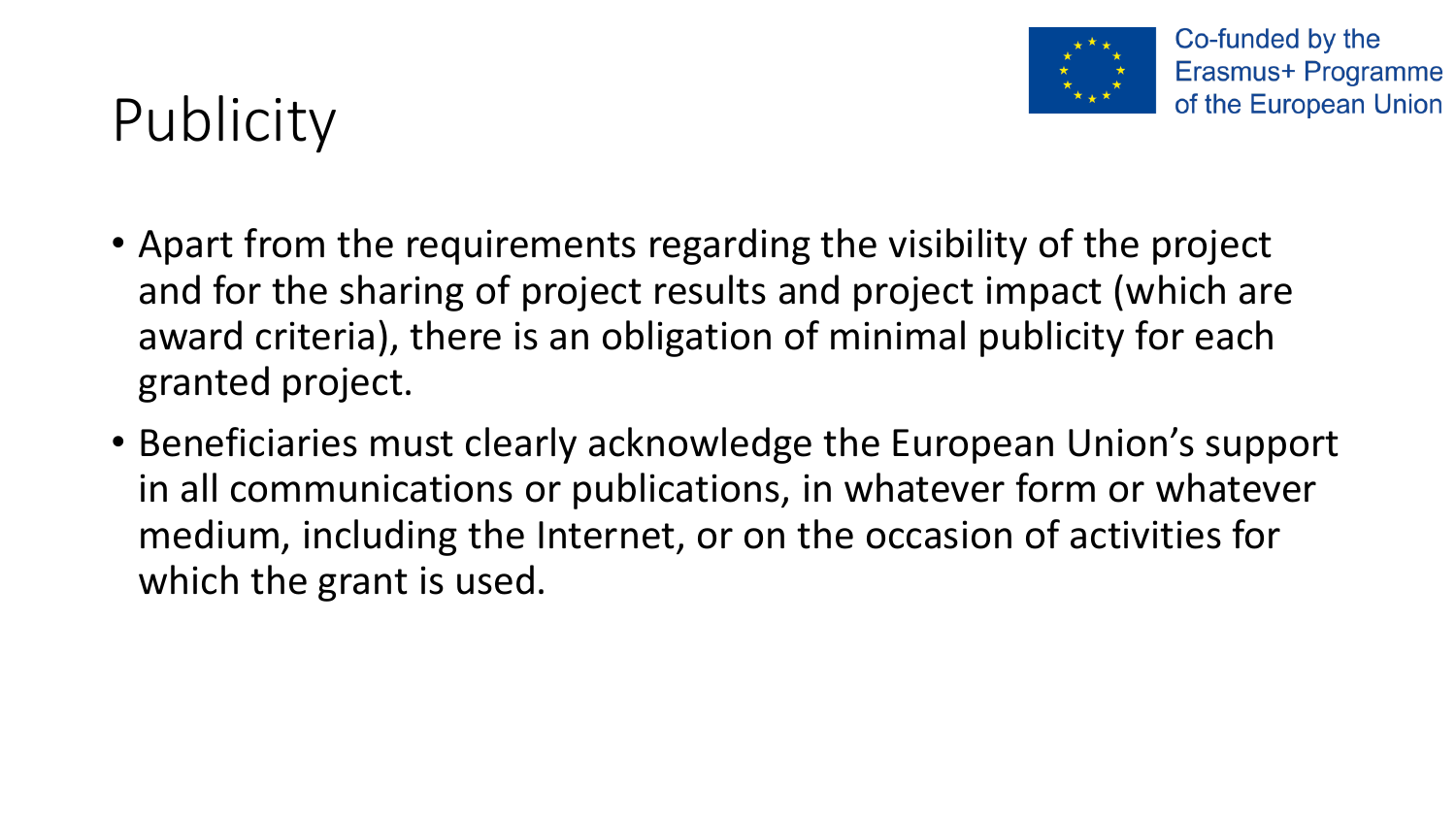# Publicity

Co-funded by the Erasmus+ Programme of the European Union

- Apart from the requirements regarding the visibility of the project and for the sharing of project results and project impact (which are award criteria), there is an obligation of minimal publicity for each granted project.
- Beneficiaries must clearly acknowledge the European Union's support in all communications or publications, in whatever form or whatever medium, including the Internet, or on the occasion of activities for which the grant is used.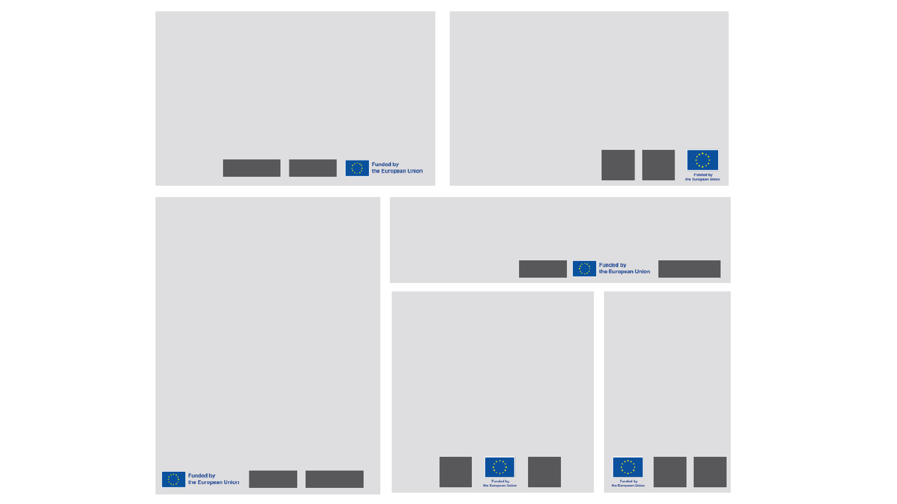Funded by
the European Union

Funded by
the European Union

Funded by
the European Union

Funded by
the European Union

Funded by
the European Union

Funded by
the European Union